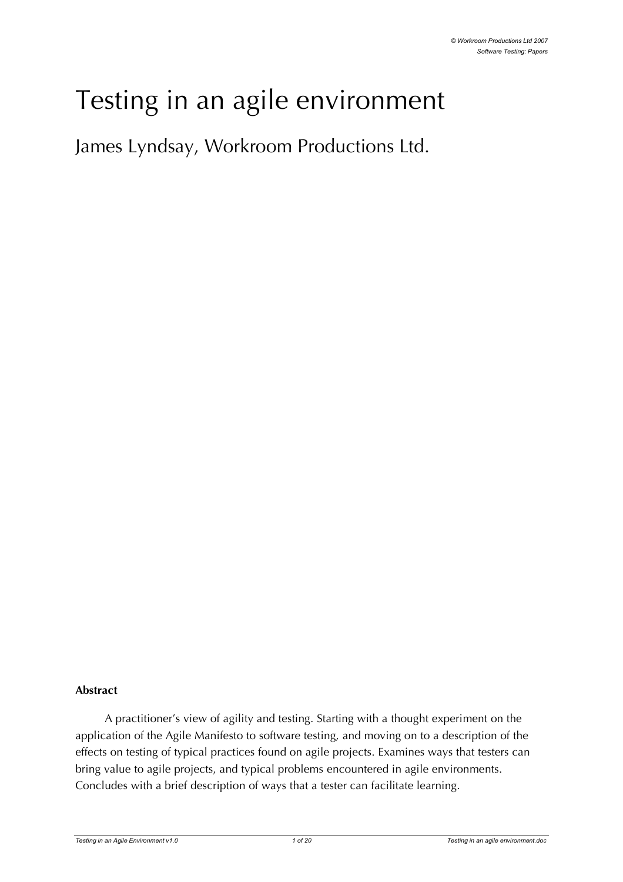# Testing in an agile environment

## James Lyndsay, Workroom Productions Ltd.

**Abstract**

A practitioner's view of agility and testing. Starting with a thought experiment on the application of the Agile Manifesto to software testing, and moving on to a description of the effects on testing of typical practices found on agile projects. Examines ways that testers can bring value to agile projects, and typical problems encountered in agile environments. Concludes with a brief description of ways that a tester can facilitate learning.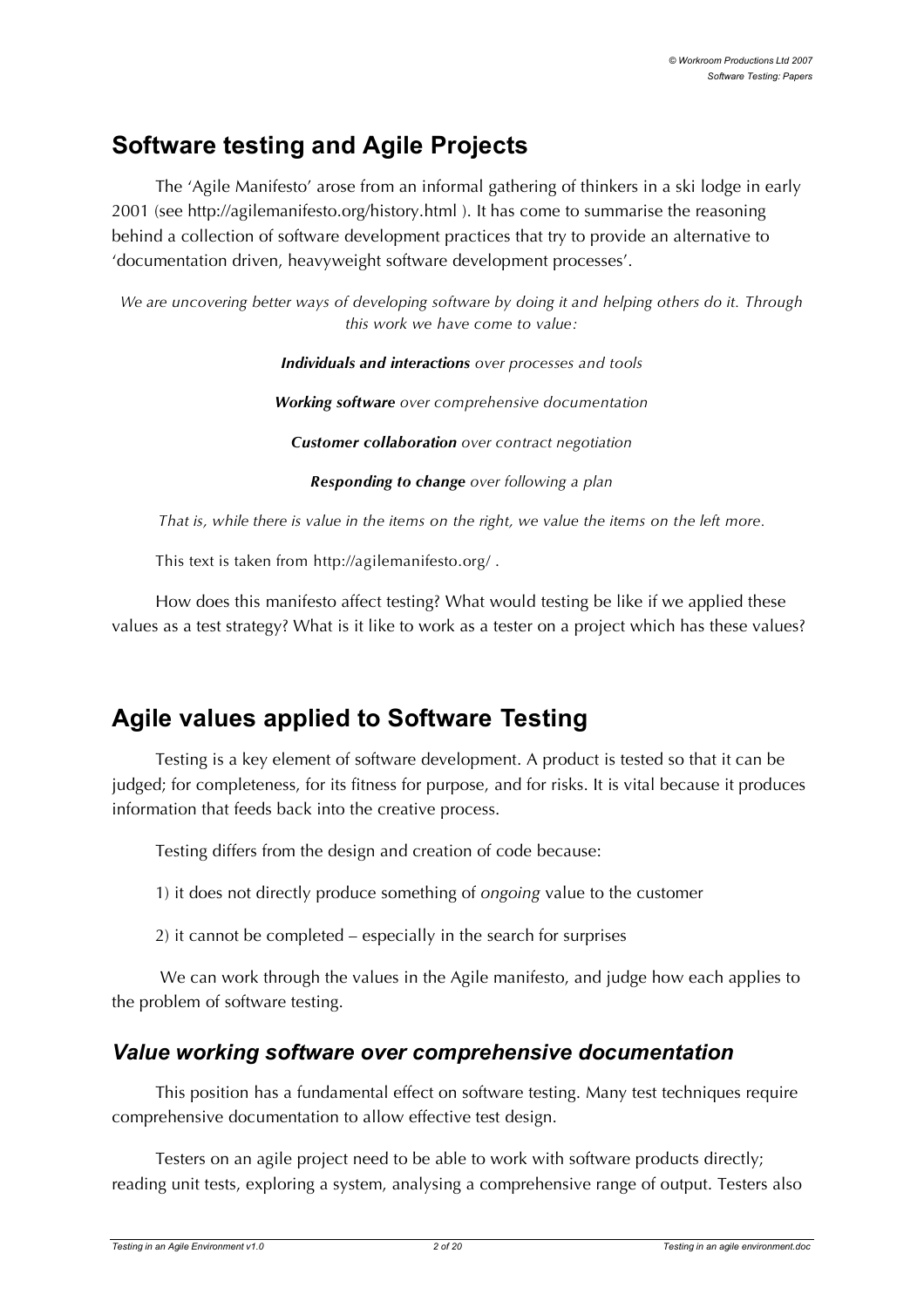## Software testing and Agile Projects

The 'Agile Manifesto' arose from an informal gathering of thinkers in a ski lodge in early 2001 (see http://agilemanifesto.org/history.html ). It has come to summarise the reasoning behind a collection of software development practices that try to provide an alternative to 'documentation driven, heavyweight software development processes'.

*We are uncovering better ways of developing software by doing it and helping others do it. Through this work we have come to value:*

***Individuals and interactions** over processes and tools*

***Working software** over comprehensive documentation*

***Customer collaboration** over contract negotiation*

***Responding to change** over following a plan*

*That is, while there is value in the items on the right, we value the items on the left more.*

This text is taken from http://agilemanifesto.org/ .

How does this manifesto affect testing? What would testing be like if we applied these values as a test strategy? What is it like to work as a tester on a project which has these values?

## Agile values applied to Software Testing

Testing is a key element of software development. A product is tested so that it can be judged; for completeness, for its fitness for purpose, and for risks. It is vital because it produces information that feeds back into the creative process.

Testing differs from the design and creation of code because:

1) it does not directly produce something of *ongoing* value to the customer

2) it cannot be completed – especially in the search for surprises

We can work through the values in the Agile manifesto, and judge how each applies to the problem of software testing.

### *Value working software over comprehensive documentation*

This position has a fundamental effect on software testing. Many test techniques require comprehensive documentation to allow effective test design.

Testers on an agile project need to be able to work with software products directly; reading unit tests, exploring a system, analysing a comprehensive range of output. Testers also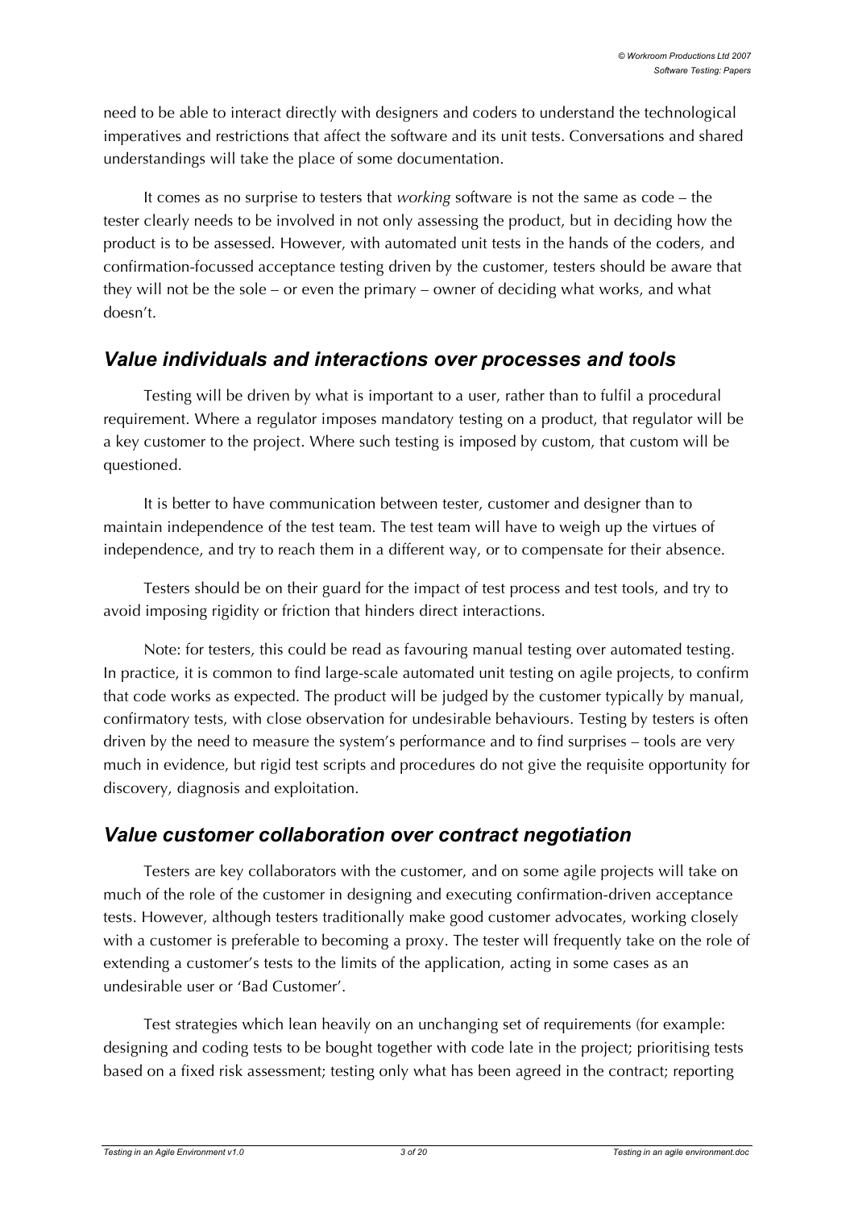need to be able to interact directly with designers and coders to understand the technological imperatives and restrictions that affect the software and its unit tests. Conversations and shared understandings will take the place of some documentation.

It comes as no surprise to testers that *working* software is not the same as code – the tester clearly needs to be involved in not only assessing the product, but in deciding how the product is to be assessed. However, with automated unit tests in the hands of the coders, and confirmation-focussed acceptance testing driven by the customer, testers should be aware that they will not be the sole – or even the primary – owner of deciding what works, and what doesn't.

## *Value individuals and interactions over processes and tools*

Testing will be driven by what is important to a user, rather than to fulfil a procedural requirement. Where a regulator imposes mandatory testing on a product, that regulator will be a key customer to the project. Where such testing is imposed by custom, that custom will be questioned.

It is better to have communication between tester, customer and designer than to maintain independence of the test team. The test team will have to weigh up the virtues of independence, and try to reach them in a different way, or to compensate for their absence.

Testers should be on their guard for the impact of test process and test tools, and try to avoid imposing rigidity or friction that hinders direct interactions.

Note: for testers, this could be read as favouring manual testing over automated testing. In practice, it is common to find large-scale automated unit testing on agile projects, to confirm that code works as expected. The product will be judged by the customer typically by manual, confirmatory tests, with close observation for undesirable behaviours. Testing by testers is often driven by the need to measure the system's performance and to find surprises – tools are very much in evidence, but rigid test scripts and procedures do not give the requisite opportunity for discovery, diagnosis and exploitation.

## *Value customer collaboration over contract negotiation*

Testers are key collaborators with the customer, and on some agile projects will take on much of the role of the customer in designing and executing confirmation-driven acceptance tests. However, although testers traditionally make good customer advocates, working closely with a customer is preferable to becoming a proxy. The tester will frequently take on the role of extending a customer's tests to the limits of the application, acting in some cases as an undesirable user or 'Bad Customer'.

Test strategies which lean heavily on an unchanging set of requirements (for example: designing and coding tests to be bought together with code late in the project; prioritising tests based on a fixed risk assessment; testing only what has been agreed in the contract; reporting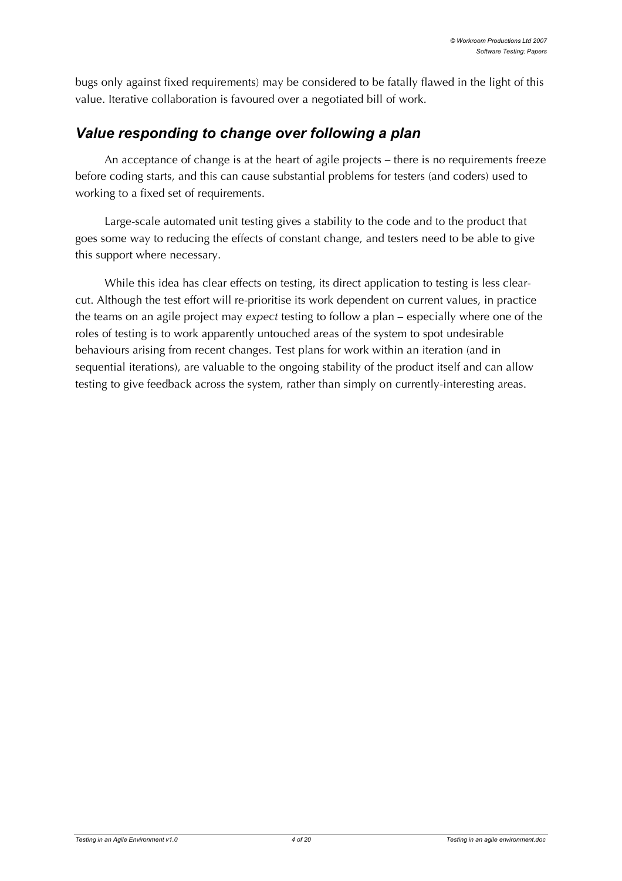bugs only against fixed requirements) may be considered to be fatally flawed in the light of this value. Iterative collaboration is favoured over a negotiated bill of work.

## *Value responding to change over following a plan*

An acceptance of change is at the heart of agile projects – there is no requirements freeze before coding starts, and this can cause substantial problems for testers (and coders) used to working to a fixed set of requirements.

Large-scale automated unit testing gives a stability to the code and to the product that goes some way to reducing the effects of constant change, and testers need to be able to give this support where necessary.

While this idea has clear effects on testing, its direct application to testing is less clear-cut. Although the test effort will re-prioritise its work dependent on current values, in practice the teams on an agile project may *expect* testing to follow a plan – especially where one of the roles of testing is to work apparently untouched areas of the system to spot undesirable behaviours arising from recent changes. Test plans for work within an iteration (and in sequential iterations), are valuable to the ongoing stability of the product itself and can allow testing to give feedback across the system, rather than simply on currently-interesting areas.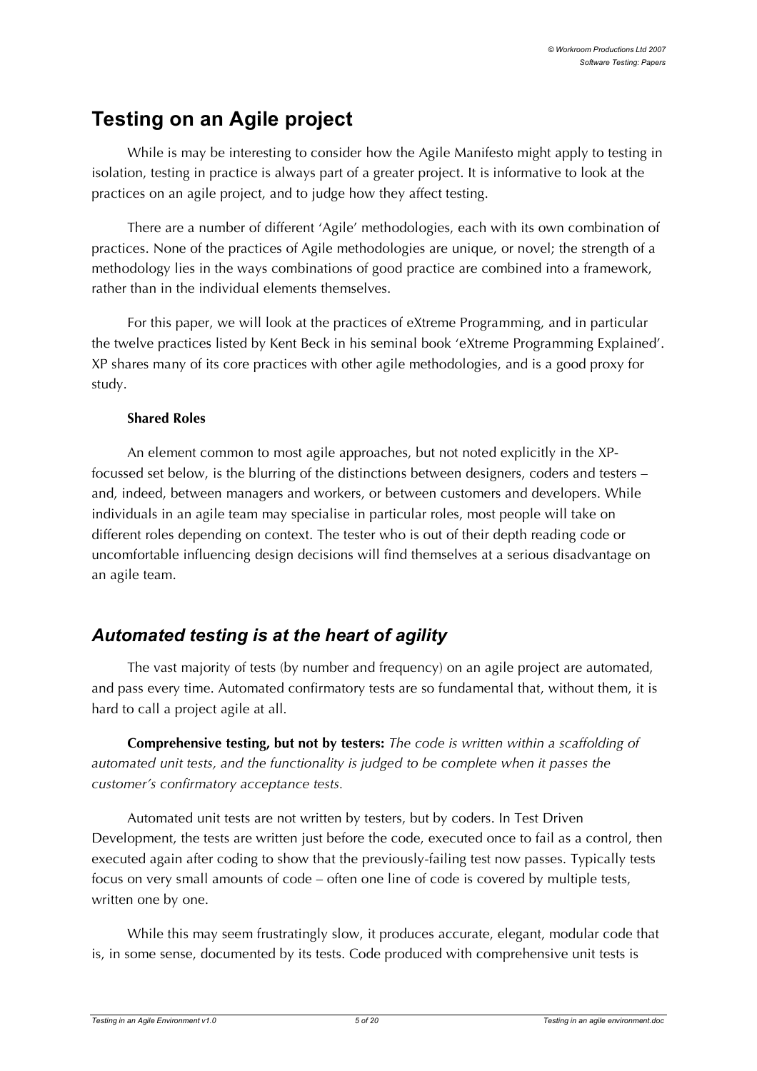# Testing on an Agile project

While is may be interesting to consider how the Agile Manifesto might apply to testing in isolation, testing in practice is always part of a greater project. It is informative to look at the practices on an agile project, and to judge how they affect testing.

There are a number of different 'Agile' methodologies, each with its own combination of practices. None of the practices of Agile methodologies are unique, or novel; the strength of a methodology lies in the ways combinations of good practice are combined into a framework, rather than in the individual elements themselves.

For this paper, we will look at the practices of eXtreme Programming, and in particular the twelve practices listed by Kent Beck in his seminal book 'eXtreme Programming Explained'. XP shares many of its core practices with other agile methodologies, and is a good proxy for study.

**Shared Roles**

An element common to most agile approaches, but not noted explicitly in the XP-focussed set below, is the blurring of the distinctions between designers, coders and testers – and, indeed, between managers and workers, or between customers and developers. While individuals in an agile team may specialise in particular roles, most people will take on different roles depending on context. The tester who is out of their depth reading code or uncomfortable influencing design decisions will find themselves at a serious disadvantage on an agile team.

## *Automated testing is at the heart of agility*

The vast majority of tests (by number and frequency) on an agile project are automated, and pass every time. Automated confirmatory tests are so fundamental that, without them, it is hard to call a project agile at all.

**Comprehensive testing, but not by testers:** *The code is written within a scaffolding of automated unit tests, and the functionality is judged to be complete when it passes the customer's confirmatory acceptance tests.*

Automated unit tests are not written by testers, but by coders. In Test Driven Development, the tests are written just before the code, executed once to fail as a control, then executed again after coding to show that the previously-failing test now passes. Typically tests focus on very small amounts of code – often one line of code is covered by multiple tests, written one by one.

While this may seem frustratingly slow, it produces accurate, elegant, modular code that is, in some sense, documented by its tests. Code produced with comprehensive unit tests is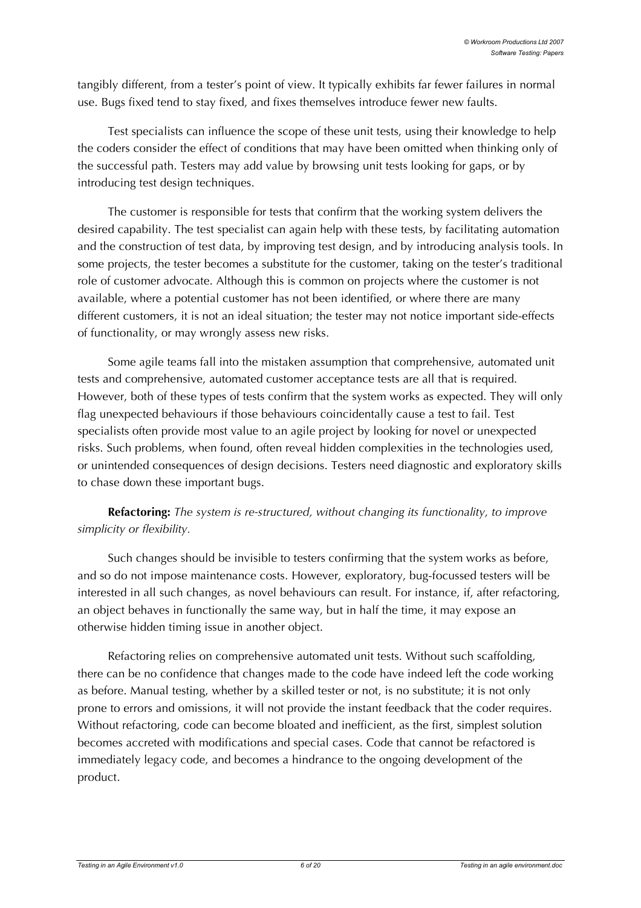tangibly different, from a tester's point of view. It typically exhibits far fewer failures in normal use. Bugs fixed tend to stay fixed, and fixes themselves introduce fewer new faults.

Test specialists can influence the scope of these unit tests, using their knowledge to help the coders consider the effect of conditions that may have been omitted when thinking only of the successful path. Testers may add value by browsing unit tests looking for gaps, or by introducing test design techniques.

The customer is responsible for tests that confirm that the working system delivers the desired capability. The test specialist can again help with these tests, by facilitating automation and the construction of test data, by improving test design, and by introducing analysis tools. In some projects, the tester becomes a substitute for the customer, taking on the tester's traditional role of customer advocate. Although this is common on projects where the customer is not available, where a potential customer has not been identified, or where there are many different customers, it is not an ideal situation; the tester may not notice important side-effects of functionality, or may wrongly assess new risks.

Some agile teams fall into the mistaken assumption that comprehensive, automated unit tests and comprehensive, automated customer acceptance tests are all that is required. However, both of these types of tests confirm that the system works as expected. They will only flag unexpected behaviours if those behaviours coincidentally cause a test to fail. Test specialists often provide most value to an agile project by looking for novel or unexpected risks. Such problems, when found, often reveal hidden complexities in the technologies used, or unintended consequences of design decisions. Testers need diagnostic and exploratory skills to chase down these important bugs.

**Refactoring:** *The system is re-structured, without changing its functionality, to improve simplicity or flexibility.*

Such changes should be invisible to testers confirming that the system works as before, and so do not impose maintenance costs. However, exploratory, bug-focussed testers will be interested in all such changes, as novel behaviours can result. For instance, if, after refactoring, an object behaves in functionally the same way, but in half the time, it may expose an otherwise hidden timing issue in another object.

Refactoring relies on comprehensive automated unit tests. Without such scaffolding, there can be no confidence that changes made to the code have indeed left the code working as before. Manual testing, whether by a skilled tester or not, is no substitute; it is not only prone to errors and omissions, it will not provide the instant feedback that the coder requires. Without refactoring, code can become bloated and inefficient, as the first, simplest solution becomes accreted with modifications and special cases. Code that cannot be refactored is immediately legacy code, and becomes a hindrance to the ongoing development of the product.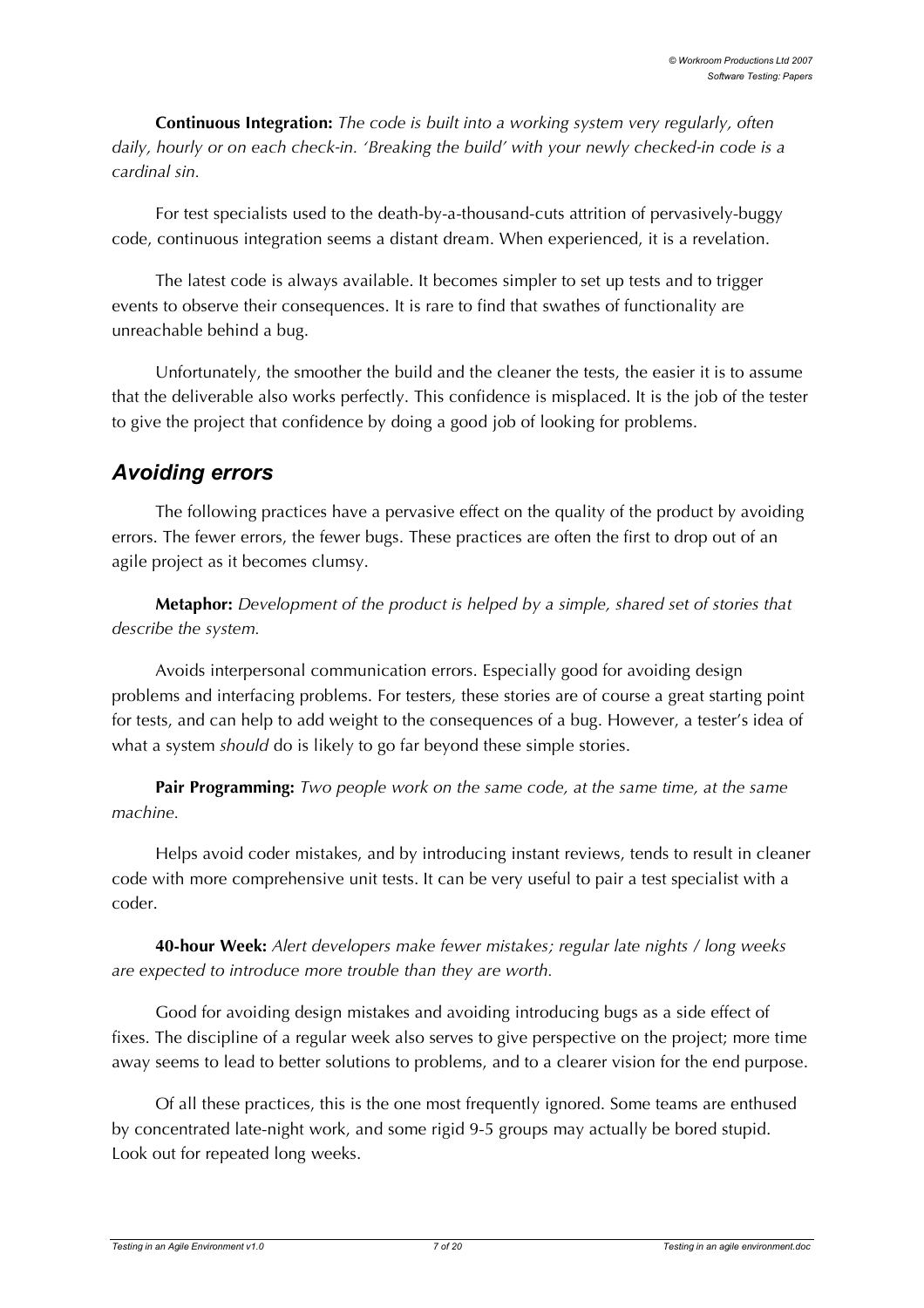**Continuous Integration:** *The code is built into a working system very regularly, often daily, hourly or on each check-in. 'Breaking the build' with your newly checked-in code is a cardinal sin.*

For test specialists used to the death-by-a-thousand-cuts attrition of pervasively-buggy code, continuous integration seems a distant dream. When experienced, it is a revelation.

The latest code is always available. It becomes simpler to set up tests and to trigger events to observe their consequences. It is rare to find that swathes of functionality are unreachable behind a bug.

Unfortunately, the smoother the build and the cleaner the tests, the easier it is to assume that the deliverable also works perfectly. This confidence is misplaced. It is the job of the tester to give the project that confidence by doing a good job of looking for problems.

## *Avoiding errors*

The following practices have a pervasive effect on the quality of the product by avoiding errors. The fewer errors, the fewer bugs. These practices are often the first to drop out of an agile project as it becomes clumsy.

**Metaphor:** *Development of the product is helped by a simple, shared set of stories that describe the system.*

Avoids interpersonal communication errors. Especially good for avoiding design problems and interfacing problems. For testers, these stories are of course a great starting point for tests, and can help to add weight to the consequences of a bug. However, a tester's idea of what a system *should* do is likely to go far beyond these simple stories.

**Pair Programming:** *Two people work on the same code, at the same time, at the same machine.*

Helps avoid coder mistakes, and by introducing instant reviews, tends to result in cleaner code with more comprehensive unit tests. It can be very useful to pair a test specialist with a coder.

**40-hour Week:** *Alert developers make fewer mistakes; regular late nights / long weeks are expected to introduce more trouble than they are worth.*

Good for avoiding design mistakes and avoiding introducing bugs as a side effect of fixes. The discipline of a regular week also serves to give perspective on the project; more time away seems to lead to better solutions to problems, and to a clearer vision for the end purpose.

Of all these practices, this is the one most frequently ignored. Some teams are enthused by concentrated late-night work, and some rigid 9-5 groups may actually be bored stupid. Look out for repeated long weeks.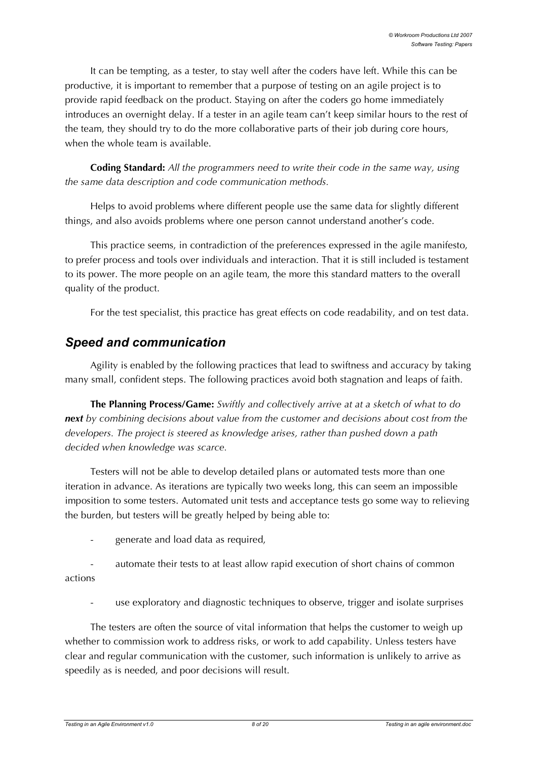It can be tempting, as a tester, to stay well after the coders have left. While this can be productive, it is important to remember that a purpose of testing on an agile project is to provide rapid feedback on the product. Staying on after the coders go home immediately introduces an overnight delay. If a tester in an agile team can't keep similar hours to the rest of the team, they should try to do the more collaborative parts of their job during core hours, when the whole team is available.

**Coding Standard:** *All the programmers need to write their code in the same way, using the same data description and code communication methods.*

Helps to avoid problems where different people use the same data for slightly different things, and also avoids problems where one person cannot understand another's code.

This practice seems, in contradiction of the preferences expressed in the agile manifesto, to prefer process and tools over individuals and interaction. That it is still included is testament to its power. The more people on an agile team, the more this standard matters to the overall quality of the product.

For the test specialist, this practice has great effects on code readability, and on test data.

## *Speed and communication*

Agility is enabled by the following practices that lead to swiftness and accuracy by taking many small, confident steps. The following practices avoid both stagnation and leaps of faith.

**The Planning Process/Game:** *Swiftly and collectively arrive at at a sketch of what to do* ***next*** *by combining decisions about value from the customer and decisions about cost from the developers. The project is steered as knowledge arises, rather than pushed down a path decided when knowledge was scarce.*

Testers will not be able to develop detailed plans or automated tests more than one iteration in advance. As iterations are typically two weeks long, this can seem an impossible imposition to some testers. Automated unit tests and acceptance tests go some way to relieving the burden, but testers will be greatly helped by being able to:

- generate and load data as required,
- automate their tests to at least allow rapid execution of short chains of common actions
- use exploratory and diagnostic techniques to observe, trigger and isolate surprises

The testers are often the source of vital information that helps the customer to weigh up whether to commission work to address risks, or work to add capability. Unless testers have clear and regular communication with the customer, such information is unlikely to arrive as speedily as is needed, and poor decisions will result.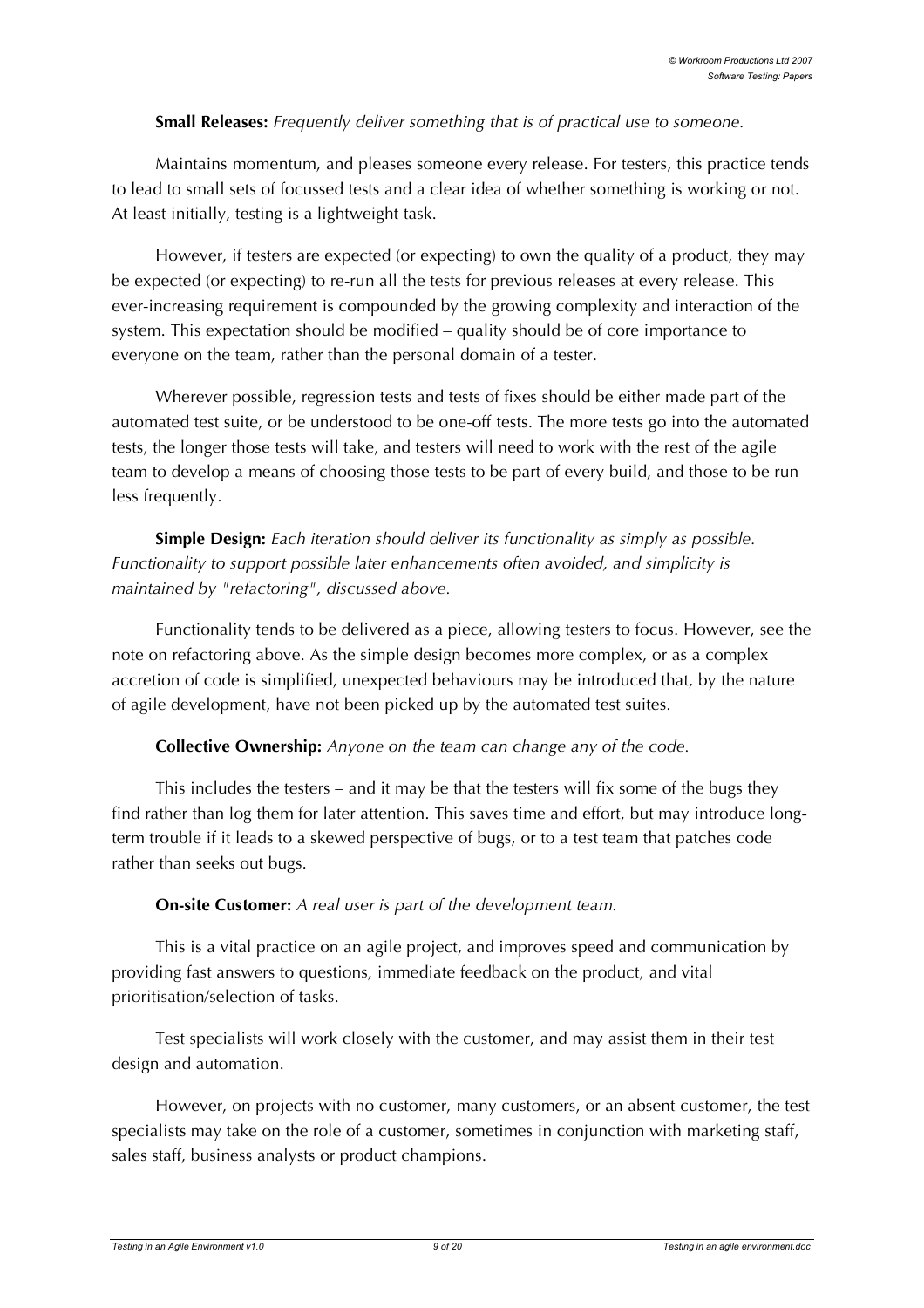**Small Releases:** *Frequently deliver something that is of practical use to someone.*

Maintains momentum, and pleases someone every release. For testers, this practice tends to lead to small sets of focussed tests and a clear idea of whether something is working or not. At least initially, testing is a lightweight task.

However, if testers are expected (or expecting) to own the quality of a product, they may be expected (or expecting) to re-run all the tests for previous releases at every release. This ever-increasing requirement is compounded by the growing complexity and interaction of the system. This expectation should be modified – quality should be of core importance to everyone on the team, rather than the personal domain of a tester.

Wherever possible, regression tests and tests of fixes should be either made part of the automated test suite, or be understood to be one-off tests. The more tests go into the automated tests, the longer those tests will take, and testers will need to work with the rest of the agile team to develop a means of choosing those tests to be part of every build, and those to be run less frequently.

**Simple Design:** *Each iteration should deliver its functionality as simply as possible. Functionality to support possible later enhancements often avoided, and simplicity is maintained by "refactoring", discussed above.*

Functionality tends to be delivered as a piece, allowing testers to focus. However, see the note on refactoring above. As the simple design becomes more complex, or as a complex accretion of code is simplified, unexpected behaviours may be introduced that, by the nature of agile development, have not been picked up by the automated test suites.

**Collective Ownership:** *Anyone on the team can change any of the code.*

This includes the testers – and it may be that the testers will fix some of the bugs they find rather than log them for later attention. This saves time and effort, but may introduce long-term trouble if it leads to a skewed perspective of bugs, or to a test team that patches code rather than seeks out bugs.

**On-site Customer:** *A real user is part of the development team.*

This is a vital practice on an agile project, and improves speed and communication by providing fast answers to questions, immediate feedback on the product, and vital prioritisation/selection of tasks.

Test specialists will work closely with the customer, and may assist them in their test design and automation.

However, on projects with no customer, many customers, or an absent customer, the test specialists may take on the role of a customer, sometimes in conjunction with marketing staff, sales staff, business analysts or product champions.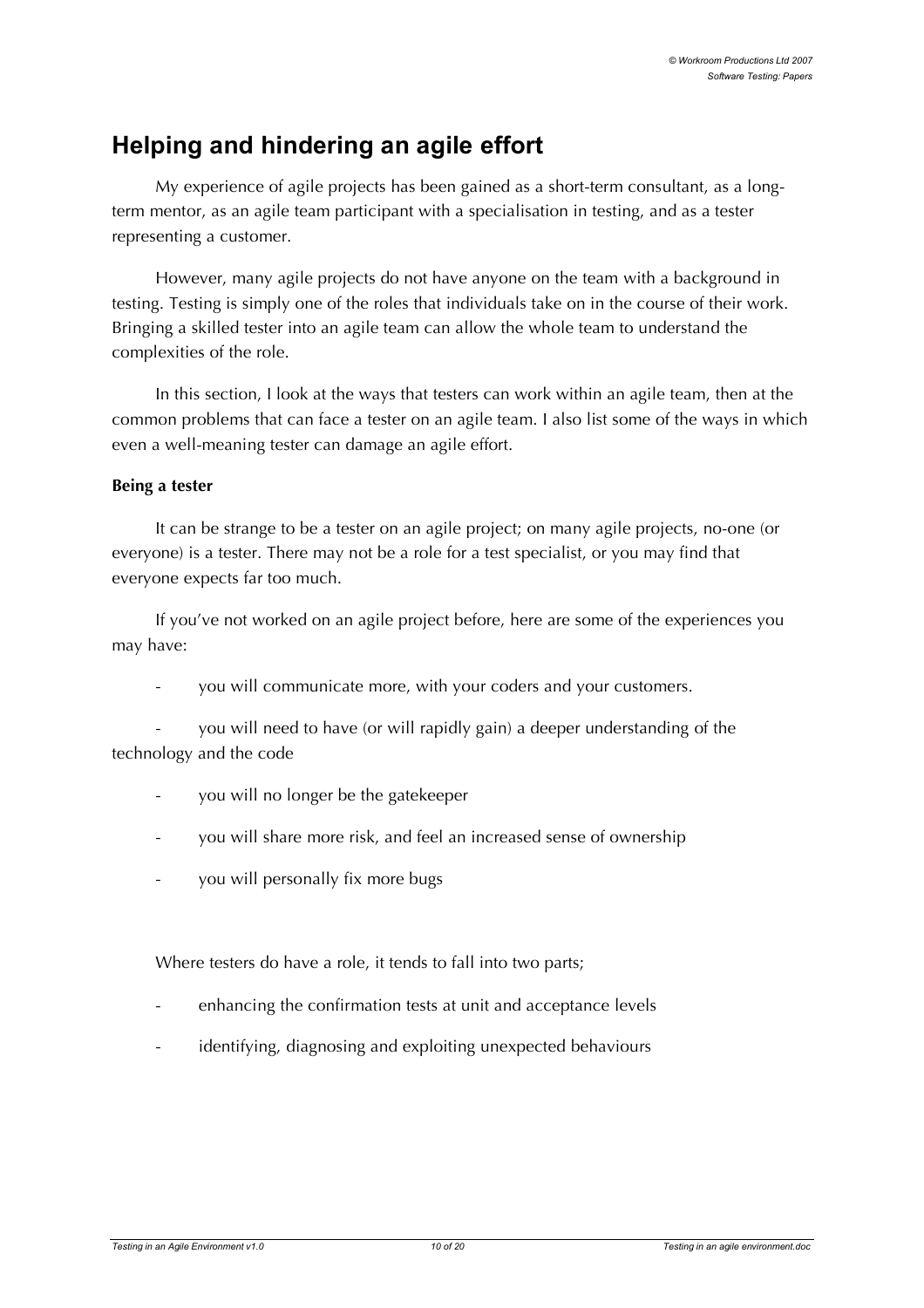# Helping and hindering an agile effort

My experience of agile projects has been gained as a short-term consultant, as a long-term mentor, as an agile team participant with a specialisation in testing, and as a tester representing a customer.

However, many agile projects do not have anyone on the team with a background in testing. Testing is simply one of the roles that individuals take on in the course of their work. Bringing a skilled tester into an agile team can allow the whole team to understand the complexities of the role.

In this section, I look at the ways that testers can work within an agile team, then at the common problems that can face a tester on an agile team. I also list some of the ways in which even a well-meaning tester can damage an agile effort.

**Being a tester**

It can be strange to be a tester on an agile project; on many agile projects, no-one (or everyone) is a tester. There may not be a role for a test specialist, or you may find that everyone expects far too much.

If you've not worked on an agile project before, here are some of the experiences you may have:

- you will communicate more, with your coders and your customers.
- you will need to have (or will rapidly gain) a deeper understanding of the technology and the code
- you will no longer be the gatekeeper
- you will share more risk, and feel an increased sense of ownership
- you will personally fix more bugs

Where testers do have a role, it tends to fall into two parts;

- enhancing the confirmation tests at unit and acceptance levels
- identifying, diagnosing and exploiting unexpected behaviours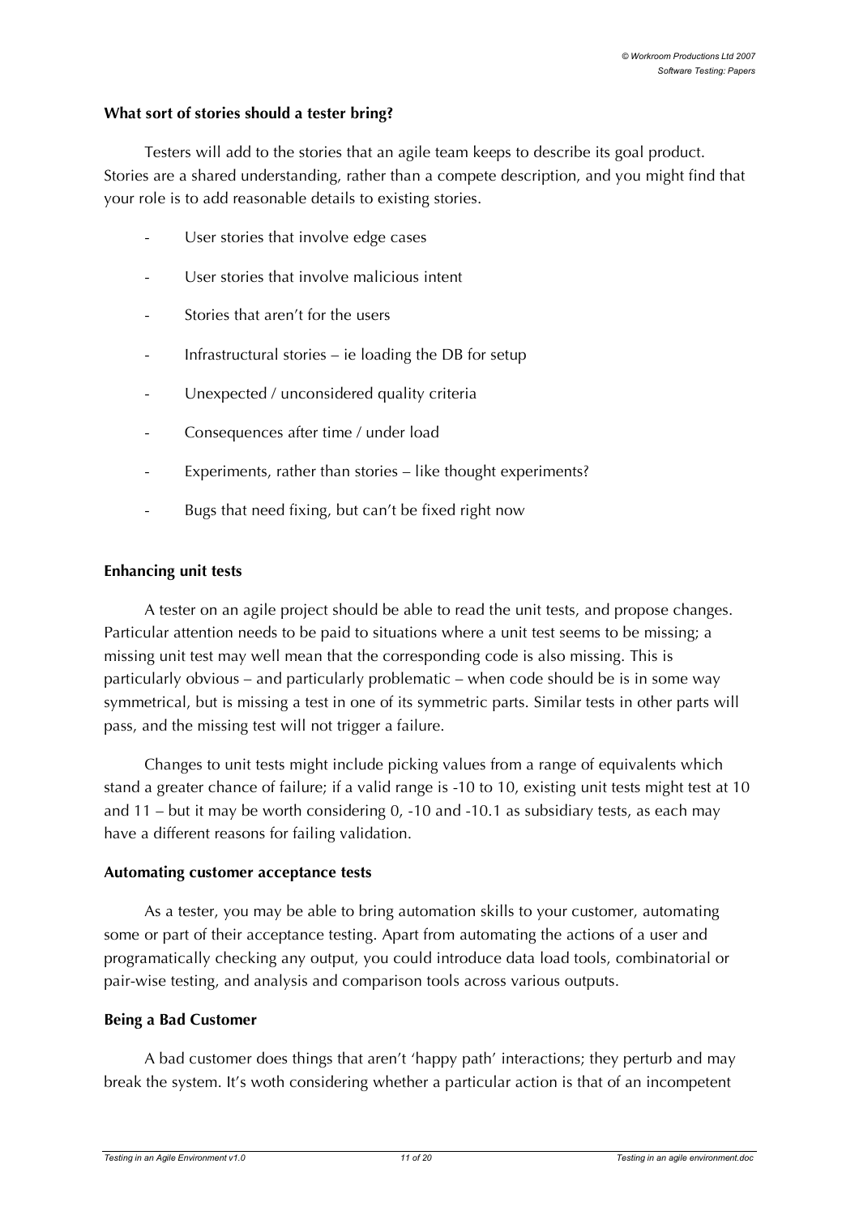**What sort of stories should a tester bring?**

Testers will add to the stories that an agile team keeps to describe its goal product. Stories are a shared understanding, rather than a compete description, and you might find that your role is to add reasonable details to existing stories.

- User stories that involve edge cases
- User stories that involve malicious intent
- Stories that aren't for the users
- Infrastructural stories – ie loading the DB for setup
- Unexpected / unconsidered quality criteria
- Consequences after time / under load
- Experiments, rather than stories – like thought experiments?
- Bugs that need fixing, but can't be fixed right now

**Enhancing unit tests**

A tester on an agile project should be able to read the unit tests, and propose changes. Particular attention needs to be paid to situations where a unit test seems to be missing; a missing unit test may well mean that the corresponding code is also missing. This is particularly obvious – and particularly problematic – when code should be is in some way symmetrical, but is missing a test in one of its symmetric parts. Similar tests in other parts will pass, and the missing test will not trigger a failure.

Changes to unit tests might include picking values from a range of equivalents which stand a greater chance of failure; if a valid range is -10 to 10, existing unit tests might test at 10 and 11 – but it may be worth considering 0, -10 and -10.1 as subsidiary tests, as each may have a different reasons for failing validation.

**Automating customer acceptance tests**

As a tester, you may be able to bring automation skills to your customer, automating some or part of their acceptance testing. Apart from automating the actions of a user and programatically checking any output, you could introduce data load tools, combinatorial or pair-wise testing, and analysis and comparison tools across various outputs.

**Being a Bad Customer**

A bad customer does things that aren't 'happy path' interactions; they perturb and may break the system. It's woth considering whether a particular action is that of an incompetent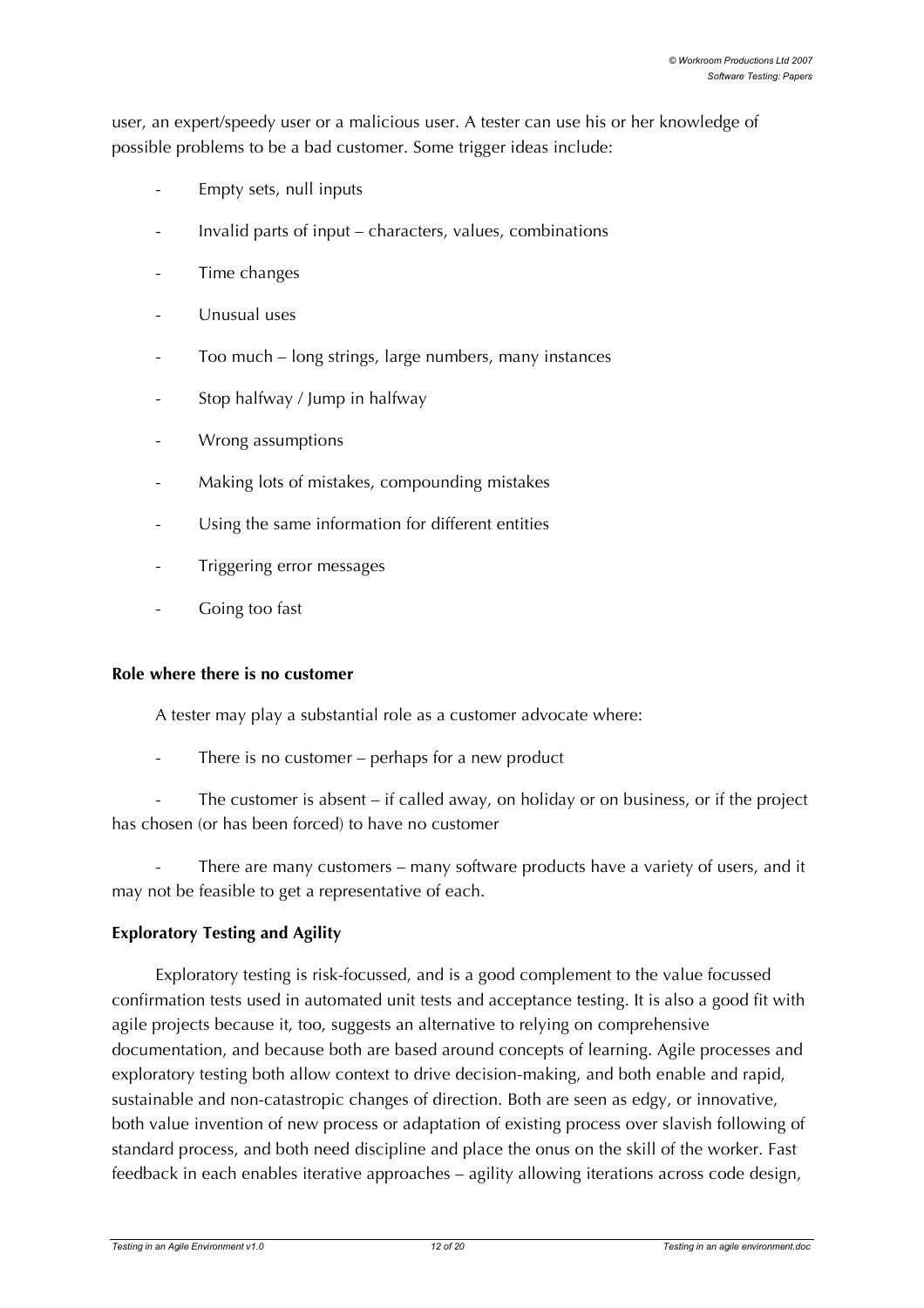user, an expert/speedy user or a malicious user. A tester can use his or her knowledge of possible problems to be a bad customer. Some trigger ideas include:

- Empty sets, null inputs
- Invalid parts of input – characters, values, combinations
- Time changes
- Unusual uses
- Too much – long strings, large numbers, many instances
- Stop halfway / Jump in halfway
- Wrong assumptions
- Making lots of mistakes, compounding mistakes
- Using the same information for different entities
- Triggering error messages
- Going too fast

**Role where there is no customer**

A tester may play a substantial role as a customer advocate where:

- There is no customer – perhaps for a new product
- The customer is absent – if called away, on holiday or on business, or if the project has chosen (or has been forced) to have no customer
- There are many customers – many software products have a variety of users, and it may not be feasible to get a representative of each.

**Exploratory Testing and Agility**

Exploratory testing is risk-focussed, and is a good complement to the value focussed confirmation tests used in automated unit tests and acceptance testing. It is also a good fit with agile projects because it, too, suggests an alternative to relying on comprehensive documentation, and because both are based around concepts of learning. Agile processes and exploratory testing both allow context to drive decision-making, and both enable and rapid, sustainable and non-catastropic changes of direction. Both are seen as edgy, or innovative, both value invention of new process or adaptation of existing process over slavish following of standard process, and both need discipline and place the onus on the skill of the worker. Fast feedback in each enables iterative approaches – agility allowing iterations across code design,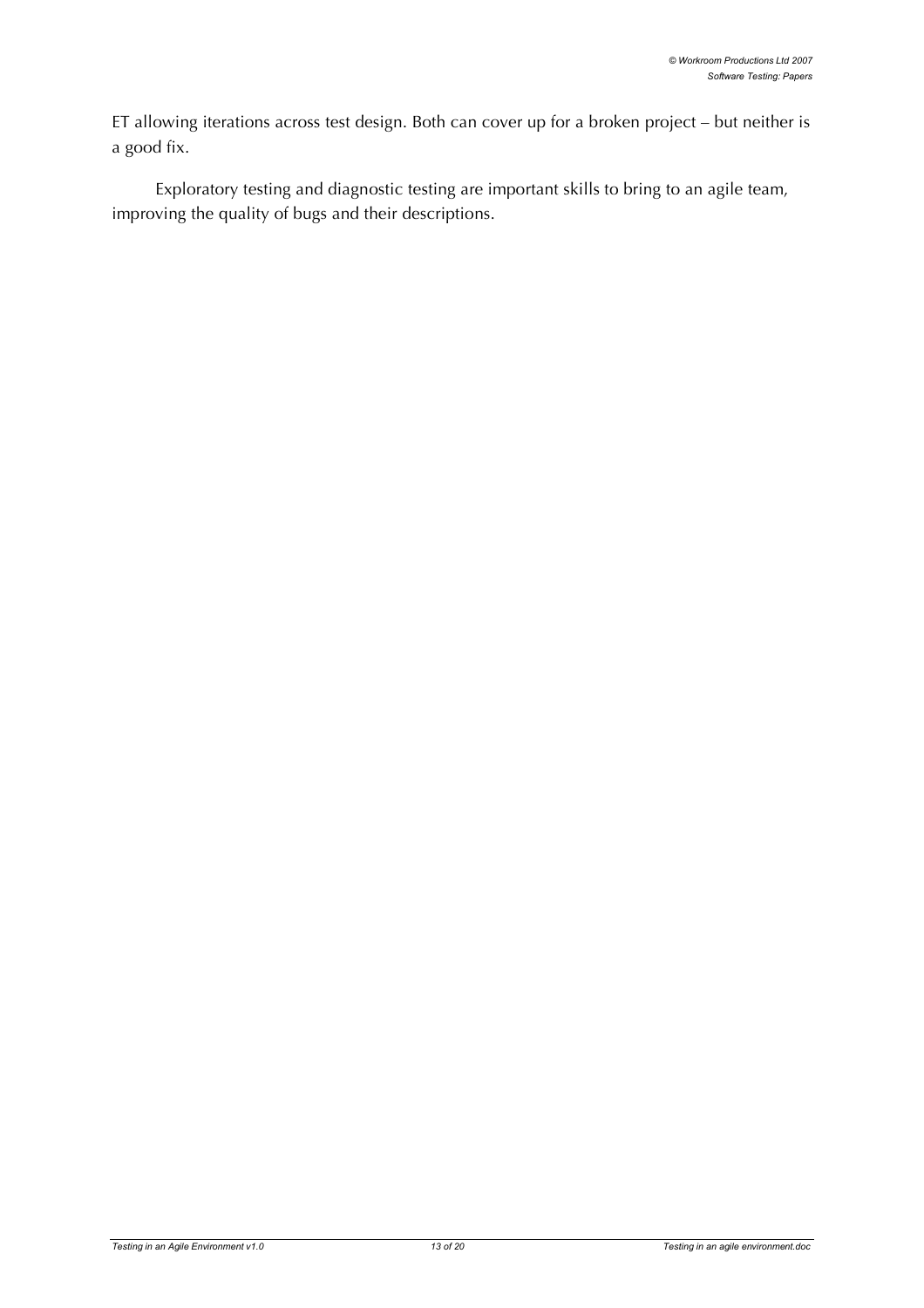ET allowing iterations across test design. Both can cover up for a broken project – but neither is a good fix.

Exploratory testing and diagnostic testing are important skills to bring to an agile team, improving the quality of bugs and their descriptions.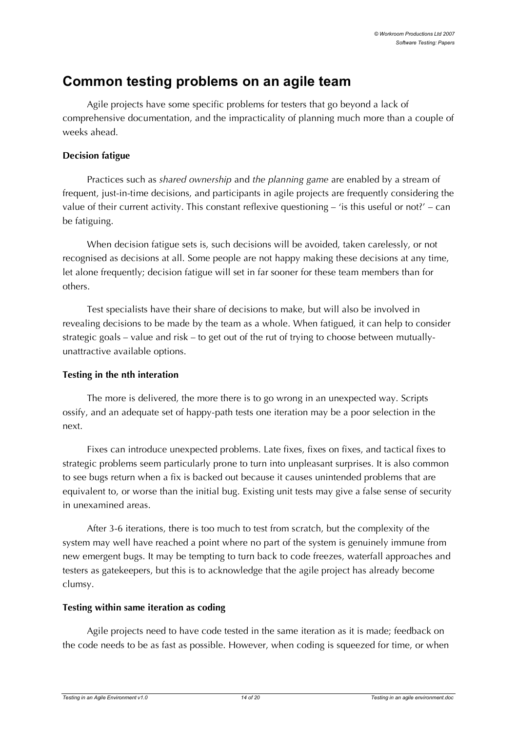## Common testing problems on an agile team

Agile projects have some specific problems for testers that go beyond a lack of comprehensive documentation, and the impracticality of planning much more than a couple of weeks ahead.

### Decision fatigue

Practices such as *shared ownership* and *the planning game* are enabled by a stream of frequent, just-in-time decisions, and participants in agile projects are frequently considering the value of their current activity. This constant reflexive questioning – 'is this useful or not?' – can be fatiguing.

When decision fatigue sets is, such decisions will be avoided, taken carelessly, or not recognised as decisions at all. Some people are not happy making these decisions at any time, let alone frequently; decision fatigue will set in far sooner for these team members than for others.

Test specialists have their share of decisions to make, but will also be involved in revealing decisions to be made by the team as a whole. When fatigued, it can help to consider strategic goals – value and risk – to get out of the rut of trying to choose between mutually-unattractive available options.

### Testing in the nth iteration

The more is delivered, the more there is to go wrong in an unexpected way. Scripts ossify, and an adequate set of happy-path tests one iteration may be a poor selection in the next.

Fixes can introduce unexpected problems. Late fixes, fixes on fixes, and tactical fixes to strategic problems seem particularly prone to turn into unpleasant surprises. It is also common to see bugs return when a fix is backed out because it causes unintended problems that are equivalent to, or worse than the initial bug. Existing unit tests may give a false sense of security in unexamined areas.

After 3-6 iterations, there is too much to test from scratch, but the complexity of the system may well have reached a point where no part of the system is genuinely immune from new emergent bugs. It may be tempting to turn back to code freezes, waterfall approaches and testers as gatekeepers, but this is to acknowledge that the agile project has already become clumsy.

### Testing within same iteration as coding

Agile projects need to have code tested in the same iteration as it is made; feedback on the code needs to be as fast as possible. However, when coding is squeezed for time, or when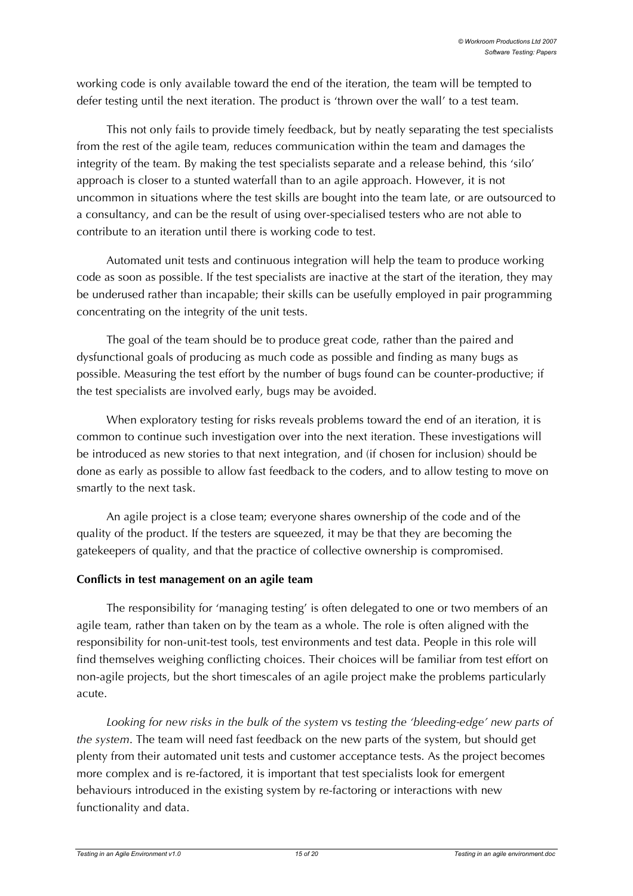working code is only available toward the end of the iteration, the team will be tempted to defer testing until the next iteration. The product is 'thrown over the wall' to a test team.

This not only fails to provide timely feedback, but by neatly separating the test specialists from the rest of the agile team, reduces communication within the team and damages the integrity of the team. By making the test specialists separate and a release behind, this 'silo' approach is closer to a stunted waterfall than to an agile approach. However, it is not uncommon in situations where the test skills are bought into the team late, or are outsourced to a consultancy, and can be the result of using over-specialised testers who are not able to contribute to an iteration until there is working code to test.

Automated unit tests and continuous integration will help the team to produce working code as soon as possible. If the test specialists are inactive at the start of the iteration, they may be underused rather than incapable; their skills can be usefully employed in pair programming concentrating on the integrity of the unit tests.

The goal of the team should be to produce great code, rather than the paired and dysfunctional goals of producing as much code as possible and finding as many bugs as possible. Measuring the test effort by the number of bugs found can be counter-productive; if the test specialists are involved early, bugs may be avoided.

When exploratory testing for risks reveals problems toward the end of an iteration, it is common to continue such investigation over into the next iteration. These investigations will be introduced as new stories to that next integration, and (if chosen for inclusion) should be done as early as possible to allow fast feedback to the coders, and to allow testing to move on smartly to the next task.

An agile project is a close team; everyone shares ownership of the code and of the quality of the product. If the testers are squeezed, it may be that they are becoming the gatekeepers of quality, and that the practice of collective ownership is compromised.

**Conflicts in test management on an agile team**

The responsibility for 'managing testing' is often delegated to one or two members of an agile team, rather than taken on by the team as a whole. The role is often aligned with the responsibility for non-unit-test tools, test environments and test data. People in this role will find themselves weighing conflicting choices. Their choices will be familiar from test effort on non-agile projects, but the short timescales of an agile project make the problems particularly acute.

*Looking for new risks in the bulk of the system* vs *testing the 'bleeding-edge' new parts of the system*. The team will need fast feedback on the new parts of the system, but should get plenty from their automated unit tests and customer acceptance tests. As the project becomes more complex and is re-factored, it is important that test specialists look for emergent behaviours introduced in the existing system by re-factoring or interactions with new functionality and data.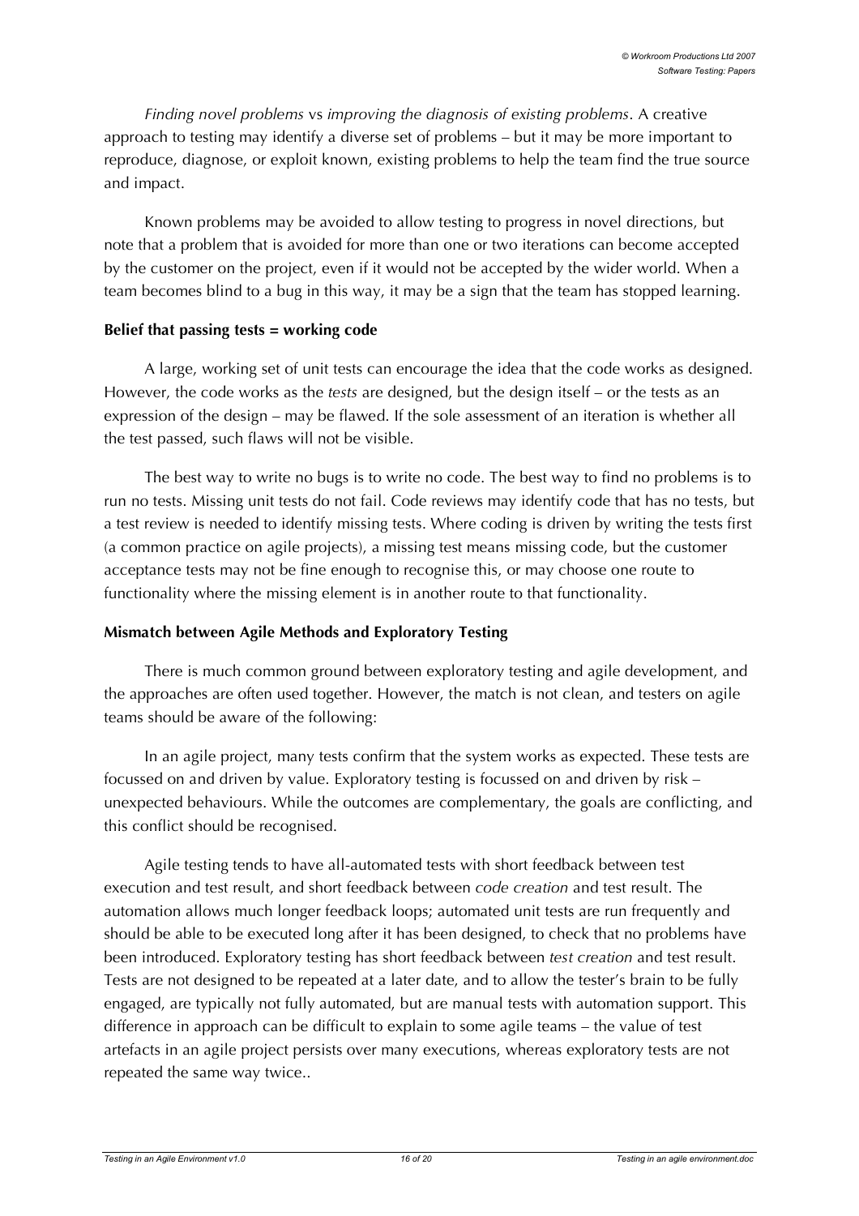*Finding novel problems* vs *improving the diagnosis of existing problems*. A creative approach to testing may identify a diverse set of problems – but it may be more important to reproduce, diagnose, or exploit known, existing problems to help the team find the true source and impact.

Known problems may be avoided to allow testing to progress in novel directions, but note that a problem that is avoided for more than one or two iterations can become accepted by the customer on the project, even if it would not be accepted by the wider world. When a team becomes blind to a bug in this way, it may be a sign that the team has stopped learning.

**Belief that passing tests = working code**

A large, working set of unit tests can encourage the idea that the code works as designed. However, the code works as the *tests* are designed, but the design itself – or the tests as an expression of the design – may be flawed. If the sole assessment of an iteration is whether all the test passed, such flaws will not be visible.

The best way to write no bugs is to write no code. The best way to find no problems is to run no tests. Missing unit tests do not fail. Code reviews may identify code that has no tests, but a test review is needed to identify missing tests. Where coding is driven by writing the tests first (a common practice on agile projects), a missing test means missing code, but the customer acceptance tests may not be fine enough to recognise this, or may choose one route to functionality where the missing element is in another route to that functionality.

**Mismatch between Agile Methods and Exploratory Testing**

There is much common ground between exploratory testing and agile development, and the approaches are often used together. However, the match is not clean, and testers on agile teams should be aware of the following:

In an agile project, many tests confirm that the system works as expected. These tests are focussed on and driven by value. Exploratory testing is focussed on and driven by risk – unexpected behaviours. While the outcomes are complementary, the goals are conflicting, and this conflict should be recognised.

Agile testing tends to have all-automated tests with short feedback between test execution and test result, and short feedback between *code creation* and test result. The automation allows much longer feedback loops; automated unit tests are run frequently and should be able to be executed long after it has been designed, to check that no problems have been introduced. Exploratory testing has short feedback between *test creation* and test result. Tests are not designed to be repeated at a later date, and to allow the tester's brain to be fully engaged, are typically not fully automated, but are manual tests with automation support. This difference in approach can be difficult to explain to some agile teams – the value of test artefacts in an agile project persists over many executions, whereas exploratory tests are not repeated the same way twice..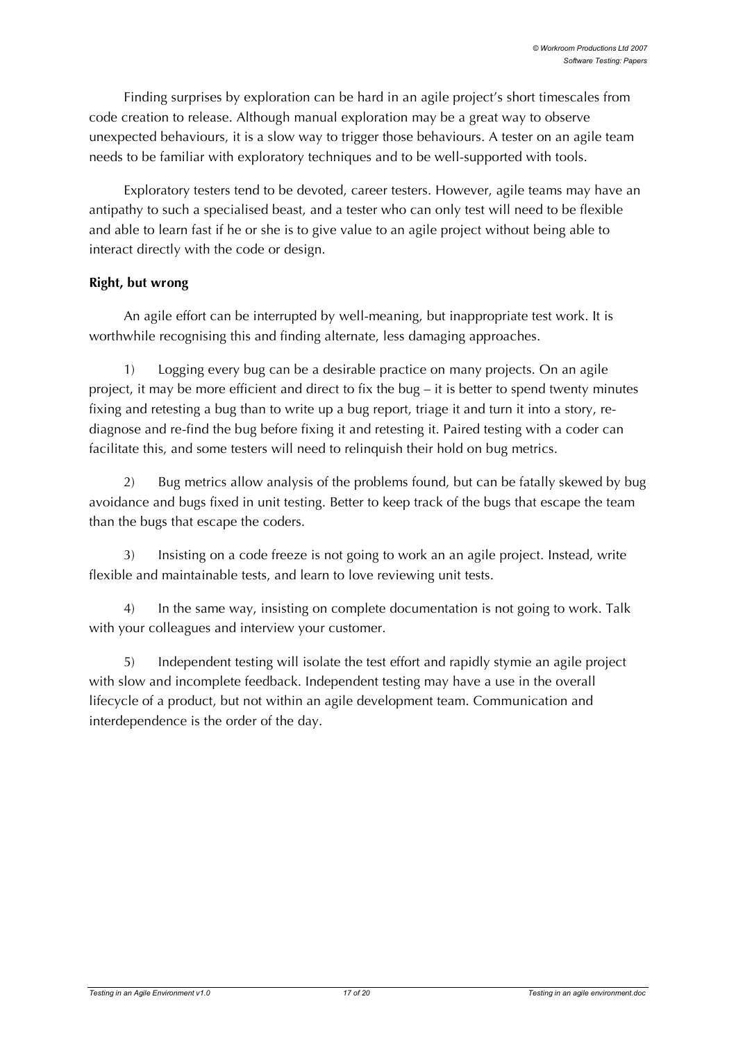Finding surprises by exploration can be hard in an agile project's short timescales from code creation to release. Although manual exploration may be a great way to observe unexpected behaviours, it is a slow way to trigger those behaviours. A tester on an agile team needs to be familiar with exploratory techniques and to be well-supported with tools.

Exploratory testers tend to be devoted, career testers. However, agile teams may have an antipathy to such a specialised beast, and a tester who can only test will need to be flexible and able to learn fast if he or she is to give value to an agile project without being able to interact directly with the code or design.

**Right, but wrong**

An agile effort can be interrupted by well-meaning, but inappropriate test work. It is worthwhile recognising this and finding alternate, less damaging approaches.

1) Logging every bug can be a desirable practice on many projects. On an agile project, it may be more efficient and direct to fix the bug – it is better to spend twenty minutes fixing and retesting a bug than to write up a bug report, triage it and turn it into a story, re-diagnose and re-find the bug before fixing it and retesting it. Paired testing with a coder can facilitate this, and some testers will need to relinquish their hold on bug metrics.

2) Bug metrics allow analysis of the problems found, but can be fatally skewed by bug avoidance and bugs fixed in unit testing. Better to keep track of the bugs that escape the team than the bugs that escape the coders.

3) Insisting on a code freeze is not going to work an an agile project. Instead, write flexible and maintainable tests, and learn to love reviewing unit tests.

4) In the same way, insisting on complete documentation is not going to work. Talk with your colleagues and interview your customer.

5) Independent testing will isolate the test effort and rapidly stymie an agile project with slow and incomplete feedback. Independent testing may have a use in the overall lifecycle of a product, but not within an agile development team. Communication and interdependence is the order of the day.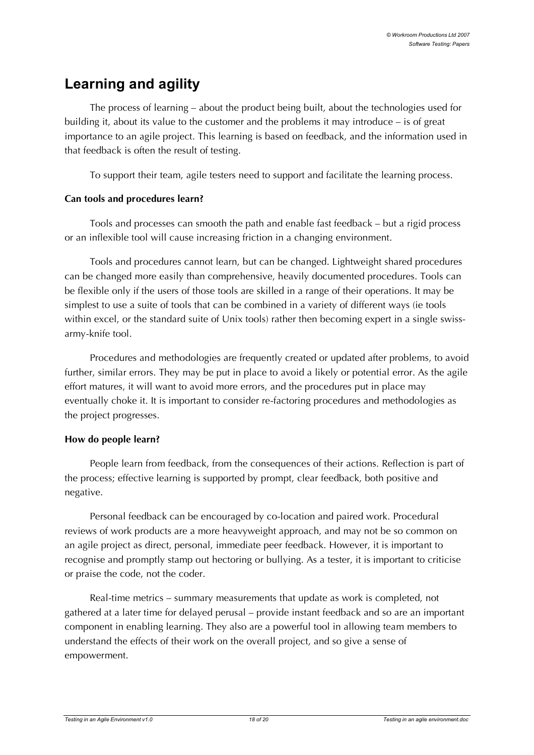# Learning and agility

The process of learning – about the product being built, about the technologies used for building it, about its value to the customer and the problems it may introduce – is of great importance to an agile project. This learning is based on feedback, and the information used in that feedback is often the result of testing.

To support their team, agile testers need to support and facilitate the learning process.

**Can tools and procedures learn?**

Tools and processes can smooth the path and enable fast feedback – but a rigid process or an inflexible tool will cause increasing friction in a changing environment.

Tools and procedures cannot learn, but can be changed. Lightweight shared procedures can be changed more easily than comprehensive, heavily documented procedures. Tools can be flexible only if the users of those tools are skilled in a range of their operations. It may be simplest to use a suite of tools that can be combined in a variety of different ways (ie tools within excel, or the standard suite of Unix tools) rather then becoming expert in a single swiss-army-knife tool.

Procedures and methodologies are frequently created or updated after problems, to avoid further, similar errors. They may be put in place to avoid a likely or potential error. As the agile effort matures, it will want to avoid more errors, and the procedures put in place may eventually choke it. It is important to consider re-factoring procedures and methodologies as the project progresses.

**How do people learn?**

People learn from feedback, from the consequences of their actions. Reflection is part of the process; effective learning is supported by prompt, clear feedback, both positive and negative.

Personal feedback can be encouraged by co-location and paired work. Procedural reviews of work products are a more heavyweight approach, and may not be so common on an agile project as direct, personal, immediate peer feedback. However, it is important to recognise and promptly stamp out hectoring or bullying. As a tester, it is important to criticise or praise the code, not the coder.

Real-time metrics – summary measurements that update as work is completed, not gathered at a later time for delayed perusal – provide instant feedback and so are an important component in enabling learning. They also are a powerful tool in allowing team members to understand the effects of their work on the overall project, and so give a sense of empowerment.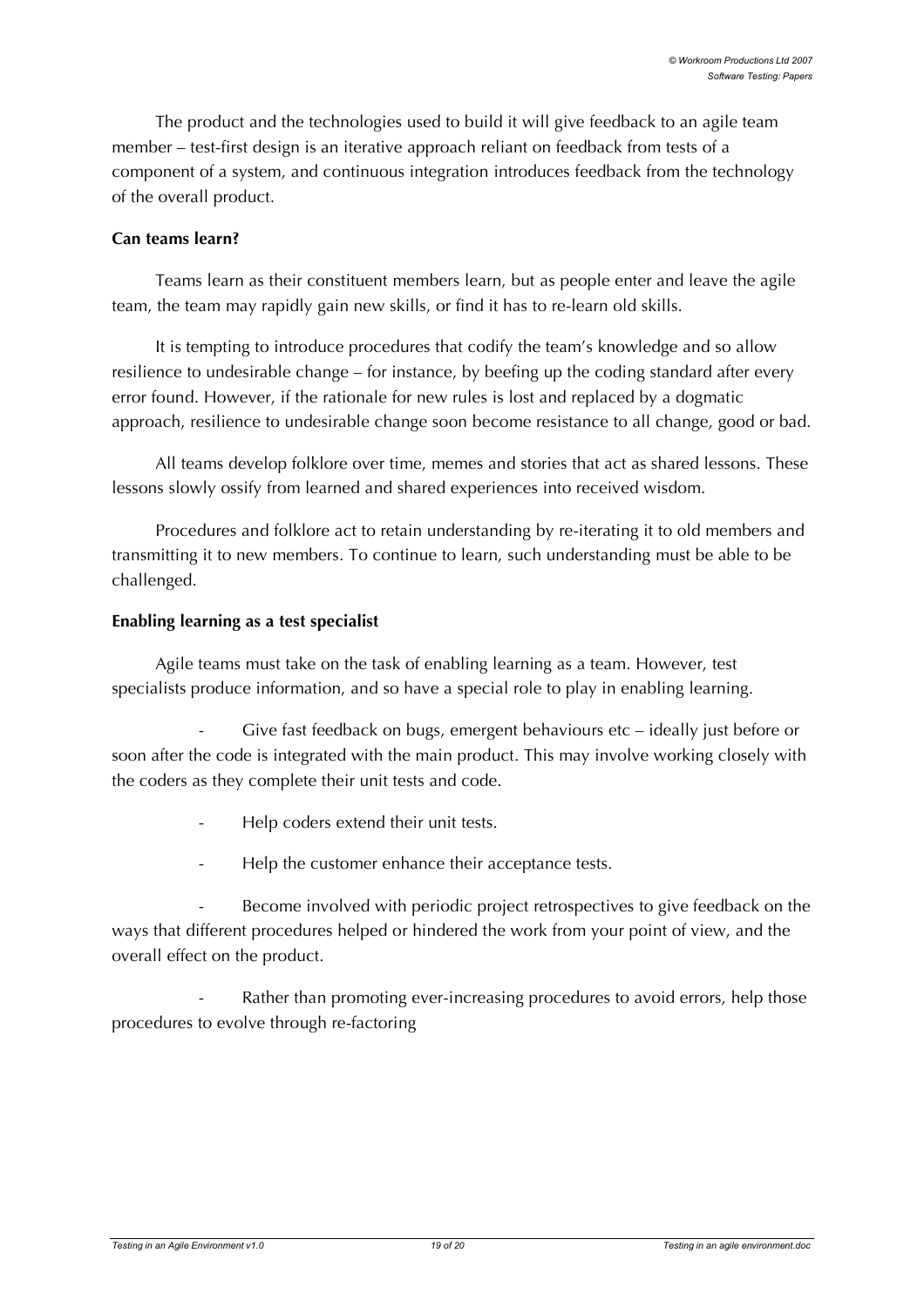The product and the technologies used to build it will give feedback to an agile team member – test-first design is an iterative approach reliant on feedback from tests of a component of a system, and continuous integration introduces feedback from the technology of the overall product.

**Can teams learn?**

Teams learn as their constituent members learn, but as people enter and leave the agile team, the team may rapidly gain new skills, or find it has to re-learn old skills.

It is tempting to introduce procedures that codify the team's knowledge and so allow resilience to undesirable change – for instance, by beefing up the coding standard after every error found. However, if the rationale for new rules is lost and replaced by a dogmatic approach, resilience to undesirable change soon become resistance to all change, good or bad.

All teams develop folklore over time, memes and stories that act as shared lessons. These lessons slowly ossify from learned and shared experiences into received wisdom.

Procedures and folklore act to retain understanding by re-iterating it to old members and transmitting it to new members. To continue to learn, such understanding must be able to be challenged.

**Enabling learning as a test specialist**

Agile teams must take on the task of enabling learning as a team. However, test specialists produce information, and so have a special role to play in enabling learning.

- Give fast feedback on bugs, emergent behaviours etc – ideally just before or soon after the code is integrated with the main product. This may involve working closely with the coders as they complete their unit tests and code.
- Help coders extend their unit tests.
- Help the customer enhance their acceptance tests.
- Become involved with periodic project retrospectives to give feedback on the ways that different procedures helped or hindered the work from your point of view, and the overall effect on the product.
- Rather than promoting ever-increasing procedures to avoid errors, help those procedures to evolve through re-factoring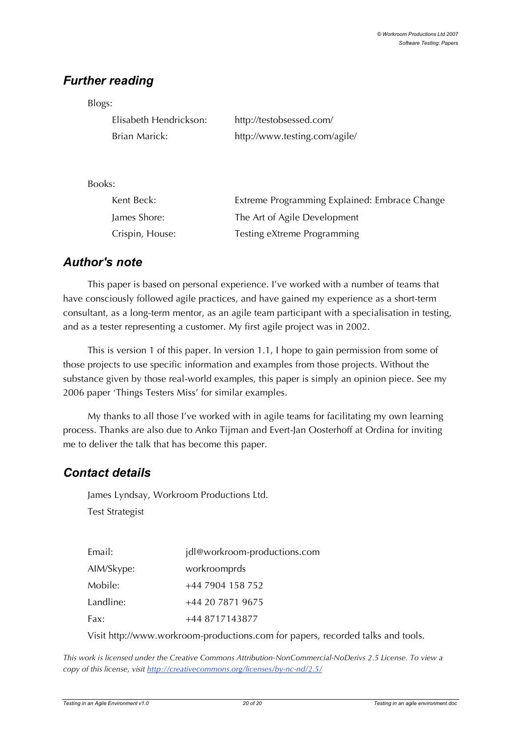## Further reading

Blogs:

| | |
|---|---|
| Elisabeth Hendrickson: | http://testobsessed.com/ |
| Brian Marick: | http://www.testing.com/agile/ |

Books:

| | |
|---|---|
| Kent Beck: | Extreme Programming Explained: Embrace Change |
| James Shore: | The Art of Agile Development |
| Crispin, House: | Testing eXtreme Programming |

## Author's note

This paper is based on personal experience. I've worked with a number of teams that have consciously followed agile practices, and have gained my experience as a short-term consultant, as a long-term mentor, as an agile team participant with a specialisation in testing, and as a tester representing a customer. My first agile project was in 2002.

This is version 1 of this paper. In version 1.1, I hope to gain permission from some of those projects to use specific information and examples from those projects. Without the substance given by those real-world examples, this paper is simply an opinion piece. See my 2006 paper 'Things Testers Miss' for similar examples.

My thanks to all those I've worked with in agile teams for facilitating my own learning process. Thanks are also due to Anko Tijman and Evert-Jan Oosterhoff at Ordina for inviting me to deliver the talk that has become this paper.

## Contact details

James Lyndsay, Workroom Productions Ltd.
Test Strategist

| | |
|---|---|
| Email: | jdl@workroom-productions.com |
| AIM/Skype: | workroomprds |
| Mobile: | +44 7904 158 752 |
| Landline: | +44 20 7871 9675 |
| Fax: | +44 8717143877 |

Visit http://www.workroom-productions.com for papers, recorded talks and tools.

*This work is licensed under the Creative Commons Attribution-NonCommercial-NoDerivs 2.5 License. To view a copy of this license, visit [http://creativecommons.org/licenses/by-nc-nd/2.5/](http://creativecommons.org/licenses/by-nc-nd/2.5/)*